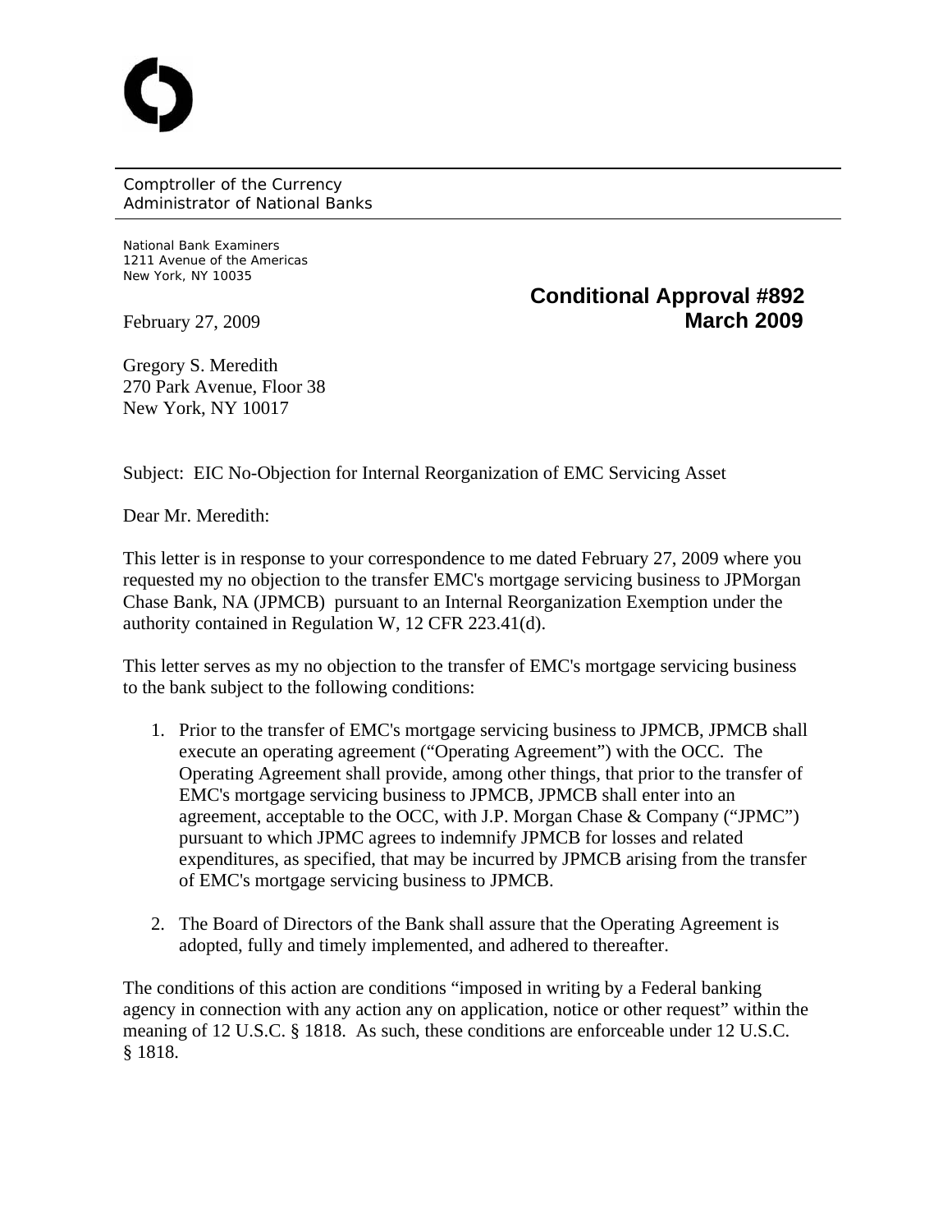Comptroller of the Currency
Administrator of National Banks

National Bank Examiners
1211 Avenue of the Americas
New York, NY 10035

**Conditional Approval #892**
**March 2009**

February 27, 2009

Gregory S. Meredith
270 Park Avenue, Floor 38
New York, NY 10017

Subject: EIC No-Objection for Internal Reorganization of EMC Servicing Asset

Dear Mr. Meredith:

This letter is in response to your correspondence to me dated February 27, 2009 where you requested my no objection to the transfer EMC's mortgage servicing business to JPMorgan Chase Bank, NA (JPMCB) pursuant to an Internal Reorganization Exemption under the authority contained in Regulation W, 12 CFR 223.41(d).

This letter serves as my no objection to the transfer of EMC's mortgage servicing business to the bank subject to the following conditions:

1. Prior to the transfer of EMC's mortgage servicing business to JPMCB, JPMCB shall execute an operating agreement ("Operating Agreement") with the OCC. The Operating Agreement shall provide, among other things, that prior to the transfer of EMC's mortgage servicing business to JPMCB, JPMCB shall enter into an agreement, acceptable to the OCC, with J.P. Morgan Chase & Company ("JPMC") pursuant to which JPMC agrees to indemnify JPMCB for losses and related expenditures, as specified, that may be incurred by JPMCB arising from the transfer of EMC's mortgage servicing business to JPMCB.

2. The Board of Directors of the Bank shall assure that the Operating Agreement is adopted, fully and timely implemented, and adhered to thereafter.

The conditions of this action are conditions "imposed in writing by a Federal banking agency in connection with any action any on application, notice or other request" within the meaning of 12 U.S.C. § 1818. As such, these conditions are enforceable under 12 U.S.C. § 1818.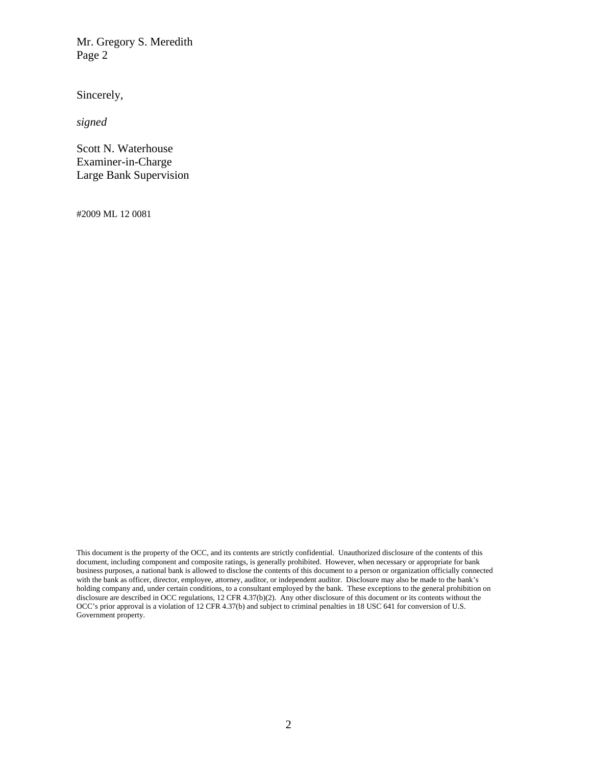Sincerely,

*signed*

Scott N. Waterhouse
Examiner-in-Charge
Large Bank Supervision

#2009 ML 12 0081

This document is the property of the OCC, and its contents are strictly confidential. Unauthorized disclosure of the contents of this document, including component and composite ratings, is generally prohibited. However, when necessary or appropriate for bank business purposes, a national bank is allowed to disclose the contents of this document to a person or organization officially connected with the bank as officer, director, employee, attorney, auditor, or independent auditor. Disclosure may also be made to the bank's holding company and, under certain conditions, to a consultant employed by the bank. These exceptions to the general prohibition on disclosure are described in OCC regulations, 12 CFR 4.37(b)(2). Any other disclosure of this document or its contents without the OCC's prior approval is a violation of 12 CFR 4.37(b) and subject to criminal penalties in 18 USC 641 for conversion of U.S. Government property.